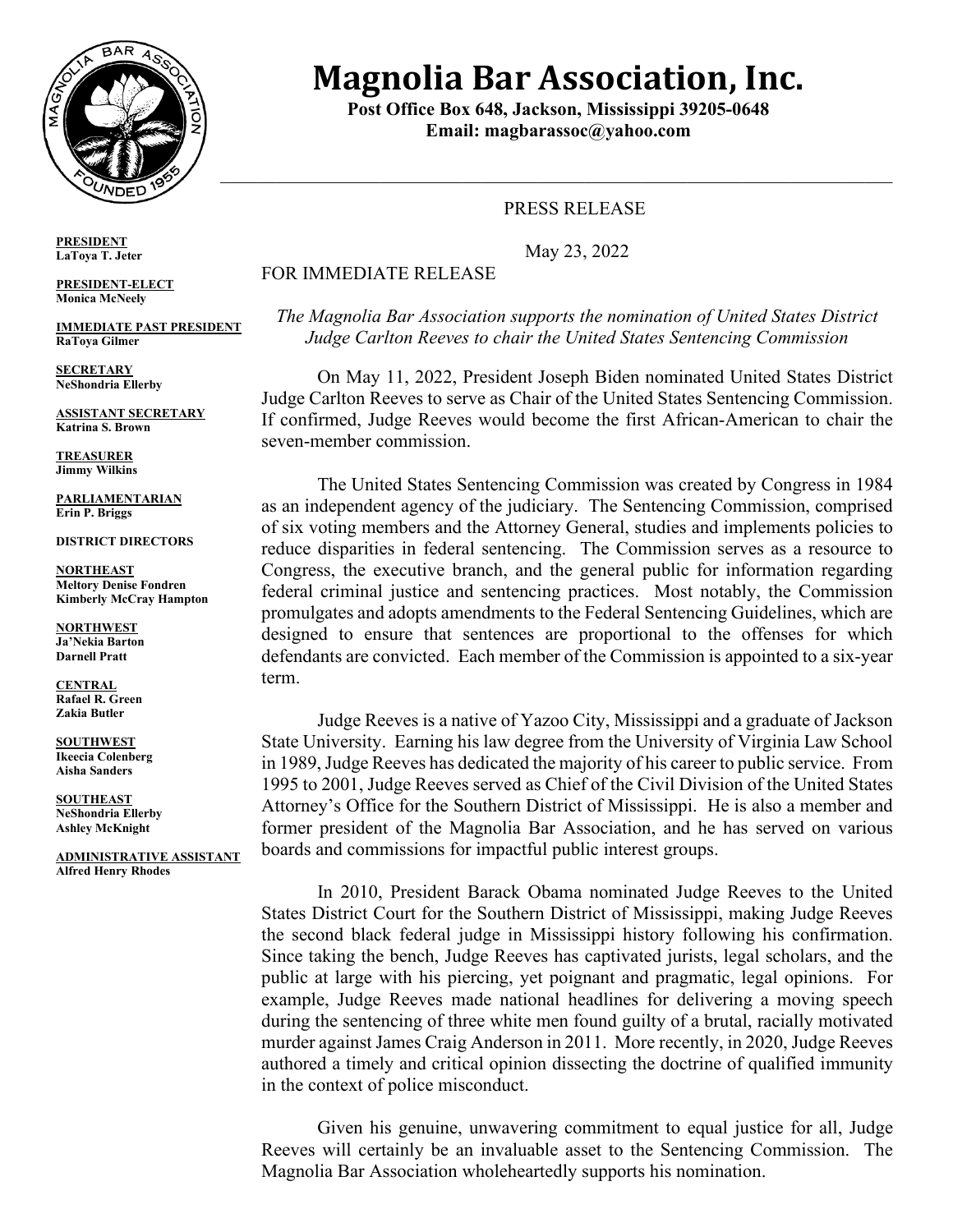# Magnolia Bar Association, Inc.

**Post Office Box 648, Jackson, Mississippi 39205-0648**
**Email: magbarassoc@yahoo.com**

**PRESIDENT**
**LaToya T. Jeter**

**PRESIDENT-ELECT**
**Monica McNeely**

**IMMEDIATE PAST PRESIDENT**
**RaToya Gilmer**

**SECRETARY**
**NeShondria Ellerby**

**ASSISTANT SECRETARY**
**Katrina S. Brown**

**TREASURER**
**Jimmy Wilkins**

**PARLIAMENTARIAN**
**Erin P. Briggs**

**DISTRICT DIRECTORS**

**NORTHEAST**
**Meltory Denise Fondren**
**Kimberly McCray Hampton**

**NORTHWEST**
**Ja'Nekia Barton**
**Darnell Pratt**

**CENTRAL**
**Rafael R. Green**
**Zakia Butler**

**SOUTHWEST**
**Ikeecia Colenberg**
**Aisha Sanders**

**SOUTHEAST**
**NeShondria Ellerby**
**Ashley McKnight**

**ADMINISTRATIVE ASSISTANT**
**Alfred Henry Rhodes**

PRESS RELEASE

May 23, 2022

FOR IMMEDIATE RELEASE

*The Magnolia Bar Association supports the nomination of United States District Judge Carlton Reeves to chair the United States Sentencing Commission*

On May 11, 2022, President Joseph Biden nominated United States District Judge Carlton Reeves to serve as Chair of the United States Sentencing Commission. If confirmed, Judge Reeves would become the first African-American to chair the seven-member commission.

The United States Sentencing Commission was created by Congress in 1984 as an independent agency of the judiciary. The Sentencing Commission, comprised of six voting members and the Attorney General, studies and implements policies to reduce disparities in federal sentencing. The Commission serves as a resource to Congress, the executive branch, and the general public for information regarding federal criminal justice and sentencing practices. Most notably, the Commission promulgates and adopts amendments to the Federal Sentencing Guidelines, which are designed to ensure that sentences are proportional to the offenses for which defendants are convicted. Each member of the Commission is appointed to a six-year term.

Judge Reeves is a native of Yazoo City, Mississippi and a graduate of Jackson State University. Earning his law degree from the University of Virginia Law School in 1989, Judge Reeves has dedicated the majority of his career to public service. From 1995 to 2001, Judge Reeves served as Chief of the Civil Division of the United States Attorney's Office for the Southern District of Mississippi. He is also a member and former president of the Magnolia Bar Association, and he has served on various boards and commissions for impactful public interest groups.

In 2010, President Barack Obama nominated Judge Reeves to the United States District Court for the Southern District of Mississippi, making Judge Reeves the second black federal judge in Mississippi history following his confirmation. Since taking the bench, Judge Reeves has captivated jurists, legal scholars, and the public at large with his piercing, yet poignant and pragmatic, legal opinions. For example, Judge Reeves made national headlines for delivering a moving speech during the sentencing of three white men found guilty of a brutal, racially motivated murder against James Craig Anderson in 2011. More recently, in 2020, Judge Reeves authored a timely and critical opinion dissecting the doctrine of qualified immunity in the context of police misconduct.

Given his genuine, unwavering commitment to equal justice for all, Judge Reeves will certainly be an invaluable asset to the Sentencing Commission. The Magnolia Bar Association wholeheartedly supports his nomination.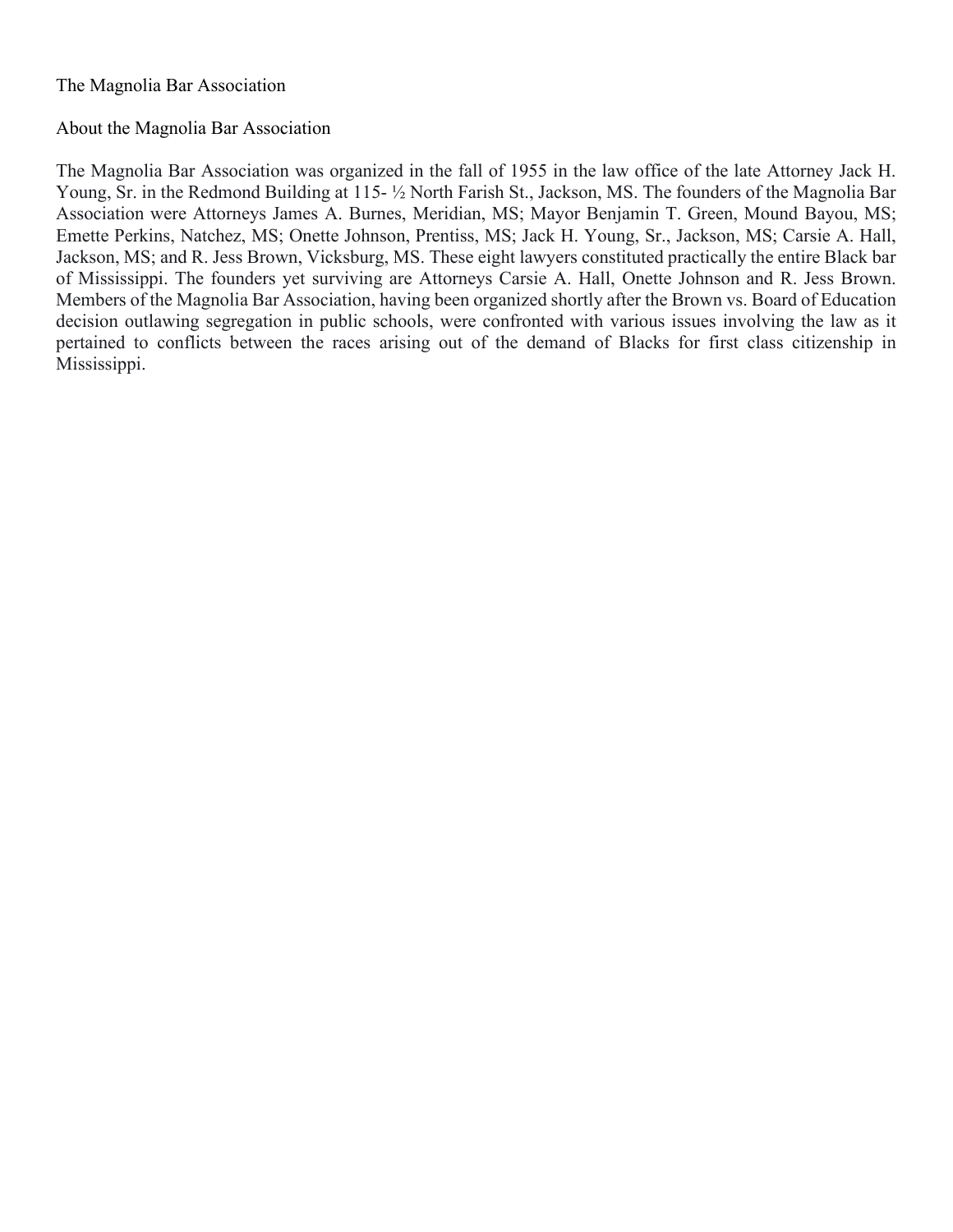# The Magnolia Bar Association

## About the Magnolia Bar Association

The Magnolia Bar Association was organized in the fall of 1955 in the law office of the late Attorney Jack H. Young, Sr. in the Redmond Building at 115- ½ North Farish St., Jackson, MS. The founders of the Magnolia Bar Association were Attorneys James A. Burnes, Meridian, MS; Mayor Benjamin T. Green, Mound Bayou, MS; Emette Perkins, Natchez, MS; Onette Johnson, Prentiss, MS; Jack H. Young, Sr., Jackson, MS; Carsie A. Hall, Jackson, MS; and R. Jess Brown, Vicksburg, MS. These eight lawyers constituted practically the entire Black bar of Mississippi. The founders yet surviving are Attorneys Carsie A. Hall, Onette Johnson and R. Jess Brown. Members of the Magnolia Bar Association, having been organized shortly after the Brown vs. Board of Education decision outlawing segregation in public schools, were confronted with various issues involving the law as it pertained to conflicts between the races arising out of the demand of Blacks for first class citizenship in Mississippi.